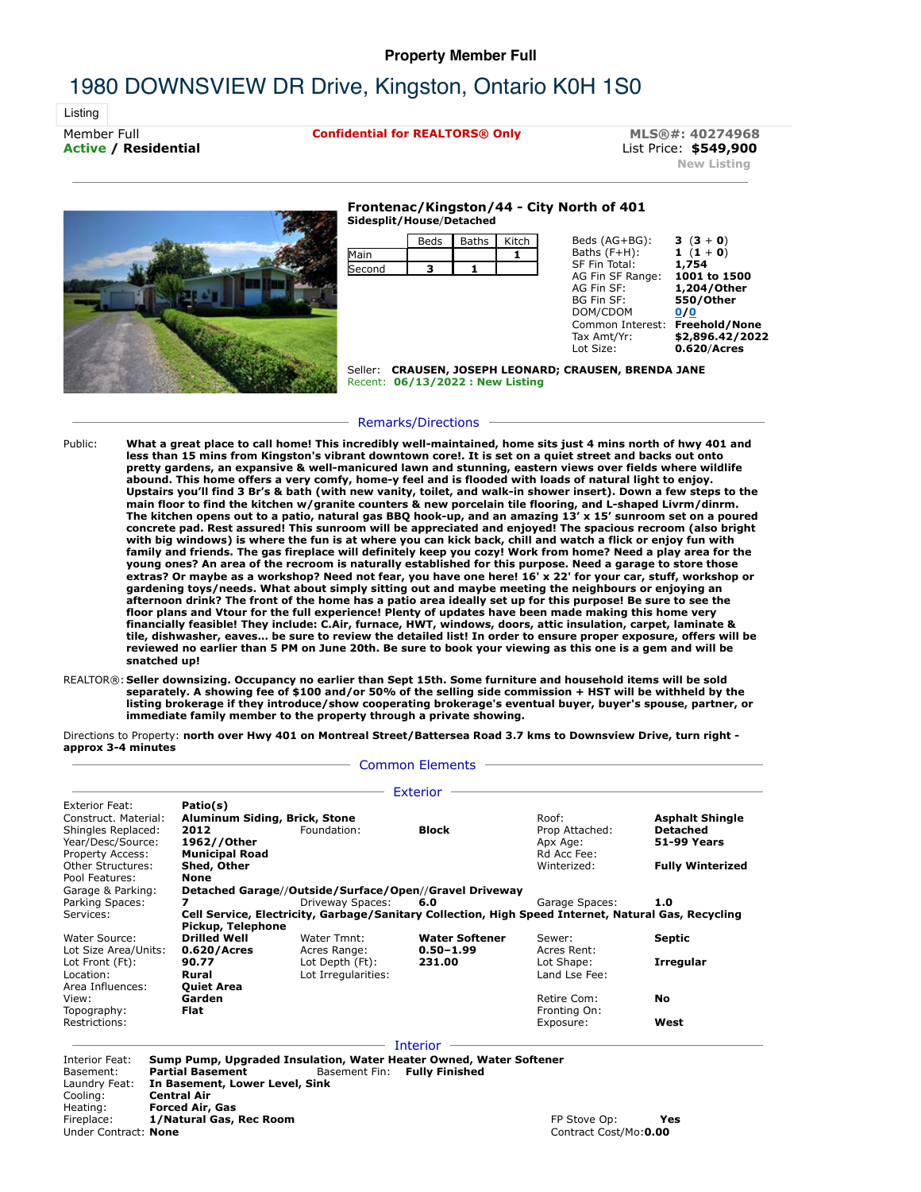**Property Member Full**

# 1980 DOWNSVIEW DR Drive, Kingston, Ontario K0H 1S0

Listing

Member Full
**Active / Residential**

**Confidential for REALTORS® Only**

**MLS®#: 40274968**
List Price: **$549,900**
New Listing

## Frontenac/Kingston/44 - City North of 401

**Sidesplit/House/Detached**

| | Beds | Baths | Kitch |
|---|---|---|---|
| Main | | | 1 |
| Second | 3 | 1 | |

| | |
|---|---|
| Beds (AG+BG): | **3 (3 + 0)** |
| Baths (F+H): | **1 (1 + 0)** |
| SF Fin Total: | **1,754** |
| AG Fin SF Range: | **1001 to 1500** |
| AG Fin SF: | **1,204/Other** |
| BG Fin SF: | **550/Other** |
| DOM/CDOM | **0/0** |
| Common Interest: | **Freehold/None** |
| Tax Amt/Yr: | **$2,896.42/2022** |
| Lot Size: | **0.620/Acres** |

Seller: **CRAUSEN, JOSEPH LEONARD; CRAUSEN, BRENDA JANE**
Recent: **06/13/2022 : New Listing**

## Remarks/Directions

Public: **What a great place to call home! This incredibly well-maintained, home sits just 4 mins north of hwy 401 and less than 15 mins from Kingston's vibrant downtown core!. It is set on a quiet street and backs out onto pretty gardens, an expansive & well-manicured lawn and stunning, eastern views over fields where wildlife abound. This home offers a very comfy, home-y feel and is flooded with loads of natural light to enjoy. Upstairs you'll find 3 Br's & bath (with new vanity, toilet, and walk-in shower insert). Down a few steps to the main floor to find the kitchen w/granite counters & new porcelain tile flooring, and L-shaped Livrm/dinrm. The kitchen opens out to a patio, natural gas BBQ hook-up, and an amazing 13' x 15' sunroom set on a poured concrete pad. Rest assured! This sunroom will be appreciated and enjoyed! The spacious recroom (also bright with big windows) is where the fun is at where you can kick back, chill and watch a flick or enjoy fun with family and friends. The gas fireplace will definitely keep you cozy! Work from home? Need a play area for the young ones? An area of the recroom is naturally established for this purpose. Need a garage to store those extras? Or maybe as a workshop? Need not fear, you have one here! 16' x 22' for your car, stuff, workshop or gardening toys/needs. What about simply sitting out and maybe meeting the neighbours or enjoying an afternoon drink? The front of the home has a patio area ideally set up for this purpose! Be sure to see the floor plans and Vtour for the full experience! Plenty of updates have been made making this home very financially feasible! They include: C.Air, furnace, HWT, windows, doors, attic insulation, carpet, laminate & tile, dishwasher, eaves... be sure to review the detailed list! In order to ensure proper exposure, offers will be reviewed no earlier than 5 PM on June 20th. Be sure to book your viewing as this one is a gem and will be snatched up!**

REALTOR®: **Seller downsizing. Occupancy no earlier than Sept 15th. Some furniture and household items will be sold separately. A showing fee of $100 and/or 50% of the selling side commission + HST will be withheld by the listing brokerage if they introduce/show cooperating brokerage's eventual buyer, buyer's spouse, partner, or immediate family member to the property through a private showing.**

Directions to Property: **north over Hwy 401 on Montreal Street/Battersea Road 3.7 kms to Downsview Drive, turn right - approx 3-4 minutes**

## Common Elements

### Exterior

| | | | | | |
|---|---|---|---|---|---|
| Exterior Feat: | **Patio(s)** | | | | |
| Construct. Material: | **Aluminum Siding, Brick, Stone** | | | Roof: | **Asphalt Shingle** |
| Shingles Replaced: | **2012** | Foundation: | **Block** | Prop Attached: | **Detached** |
| Year/Desc/Source: | **1962//Other** | | | Apx Age: | **51-99 Years** |
| Property Access: | **Municipal Road** | | | Rd Acc Fee: | |
| Other Structures: | **Shed, Other** | | | Winterized: | **Fully Winterized** |
| Pool Features: | **None** | | | | |
| Garage & Parking: | **Detached Garage//Outside/Surface/Open//Gravel Driveway** | | | | |
| Parking Spaces: | **7** | Driveway Spaces: | **6.0** | Garage Spaces: | **1.0** |
| Services: | **Cell Service, Electricity, Garbage/Sanitary Collection, High Speed Internet, Natural Gas, Recycling Pickup, Telephone** | | | | |
| Water Source: | **Drilled Well** | Water Tmnt: | **Water Softener** | Sewer: | **Septic** |
| Lot Size Area/Units: | **0.620/Acres** | Acres Range: | **0.50-1.99** | Acres Rent: | |
| Lot Front (Ft): | **90.77** | Lot Depth (Ft): | **231.00** | Lot Shape: | **Irregular** |
| Location: | **Rural** | Lot Irregularities: | | Land Lse Fee: | |
| Area Influences: | **Quiet Area** | | | | |
| View: | **Garden** | | | Retire Com: | **No** |
| Topography: | **Flat** | | | Fronting On: | |
| Restrictions: | | | | Exposure: | **West** |

### Interior

| | | | |
|---|---|---|---|
| Interior Feat: | **Sump Pump, Upgraded Insulation, Water Heater Owned, Water Softener** | | |
| Basement: | **Partial Basement** | Basement Fin: | **Fully Finished** |
| Laundry Feat: | **In Basement, Lower Level, Sink** | | |
| Cooling: | **Central Air** | | |
| Heating: | **Forced Air, Gas** | | |
| Fireplace: | **1/Natural Gas, Rec Room** | FP Stove Op: | **Yes** |
| Under Contract: | **None** | Contract Cost/Mo: | **0.00** |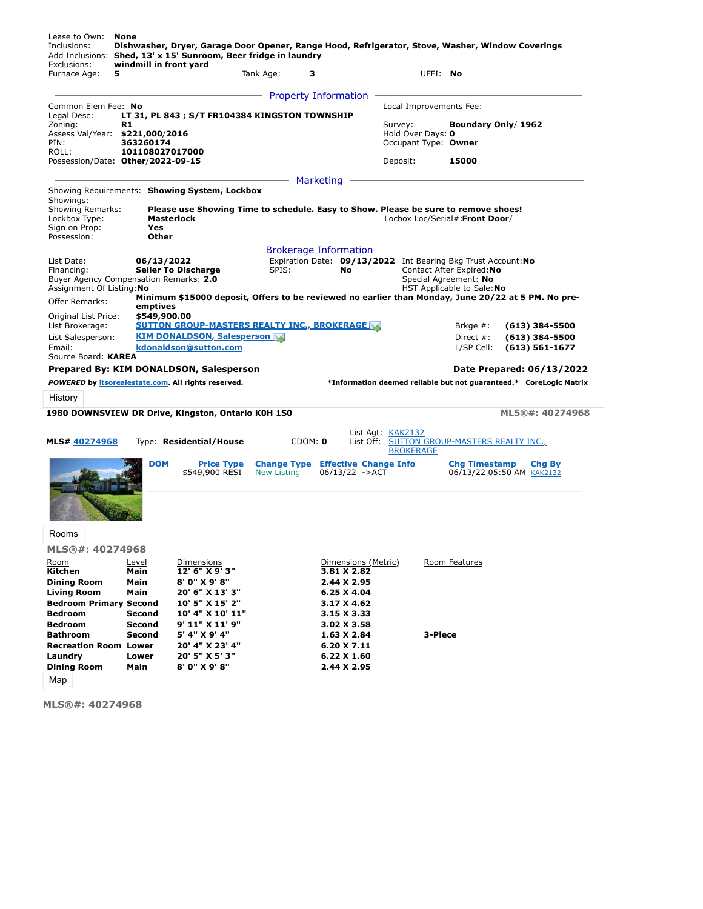Lease to Own: **None**
Inclusions: **Dishwasher, Dryer, Garage Door Opener, Range Hood, Refrigerator, Stove, Washer, Window Coverings**
Add Inclusions: **Shed, 13' x 15' Sunroom, Beer fridge in laundry**
Exclusions: **windmill in front yard**
Furnace Age: **5** Tank Age: **3** UFFI: **No**

## Property Information

Common Elem Fee: **No**
Legal Desc: **LT 31, PL 843 ; S/T FR104384 KINGSTON TOWNSHIP**
Zoning: **R1**
Assess Val/Year: **$221,000/2016**
PIN: **363260174**
ROLL: **101108027017000**
Possession/Date: **Other/2022-09-15**

Local Improvements Fee:
Survey: **Boundary Only/ 1962**
Hold Over Days: **0**
Occupant Type: **Owner**
Deposit: **15000**

## Marketing

Showing Requirements: **Showing System, Lockbox**
Showings:
Showing Remarks: **Please use Showing Time to schedule. Easy to Show. Please be sure to remove shoes!**
Lockbox Type: **Masterlock**
Locbox Loc/Serial#: **Front Door/**
Sign on Prop: **Yes**
Possession: **Other**

## Brokerage Information

List Date: **06/13/2022**
Expiration Date: **09/13/2022**
Int Bearing Bkg Trust Account: **No**
Financing: **Seller To Discharge**
SPIS: **No**
Contact After Expired: **No**
Buyer Agency Compensation Remarks: **2.0**
Special Agreement: **No**
Assignment Of Listing: **No**
HST Applicable to Sale: **No**
Offer Remarks: **Minimum $15000 deposit, Offers to be reviewed no earlier than Monday, June 20/22 at 5 PM. No pre-emptives**
Original List Price: **$549,900.00**
List Brokerage: **SUTTON GROUP-MASTERS REALTY INC., BROKERAGE**
Brkge #: **(613) 384-5500**
List Salesperson: **KIM DONALDSON, Salesperson**
Direct #: **(613) 384-5500**
Email: **kdonaldson@sutton.com**
L/SP Cell: **(613) 561-1677**
Source Board: **KAREA**

**Prepared By: KIM DONALDSON, Salesperson** **Date Prepared: 06/13/2022**

***POWERED*** **by itsorealestate.com. All rights reserved.** ***Information deemed reliable but not guaranteed.*** **CoreLogic Matrix**

## History

**1980 DOWNSVIEW DR Drive, Kingston, Ontario K0H 1S0** **MLS®#: 40274968**

**MLS# 40274968** Type: **Residential/House** CDOM: **0** List Agt: KAK2132 List Off: SUTTON GROUP-MASTERS REALTY INC., BROKERAGE

| DOM | Price Type | Change Type | Effective Change Info | Chg Timestamp | Chg By |
|---|---|---|---|---|---|
| | $549,900 RESI | New Listing | 06/13/22 ->ACT | 06/13/22 05:50 AM | KAK2132 |

## Rooms

**MLS®#: 40274968**

| Room | Level | Dimensions | Dimensions (Metric) | Room Features |
|---|---|---|---|---|
| Kitchen | Main | 12' 6" X 9' 3" | 3.81 X 2.82 | |
| Dining Room | Main | 8' 0" X 9' 8" | 2.44 X 2.95 | |
| Living Room | Main | 20' 6" X 13' 3" | 6.25 X 4.04 | |
| Bedroom Primary | Second | 10' 5" X 15' 2" | 3.17 X 4.62 | |
| Bedroom | Second | 10' 4" X 10' 11" | 3.15 X 3.33 | |
| Bedroom | Second | 9' 11" X 11' 9" | 3.02 X 3.58 | |
| Bathroom | Second | 5' 4" X 9' 4" | 1.63 X 2.84 | 3-Piece |
| Recreation Room | Lower | 20' 4" X 23' 4" | 6.20 X 7.11 | |
| Laundry | Lower | 20' 5" X 5' 3" | 6.22 X 1.60 | |
| Dining Room | Main | 8' 0" X 9' 8" | 2.44 X 2.95 | |

## Map

**MLS®#: 40274968**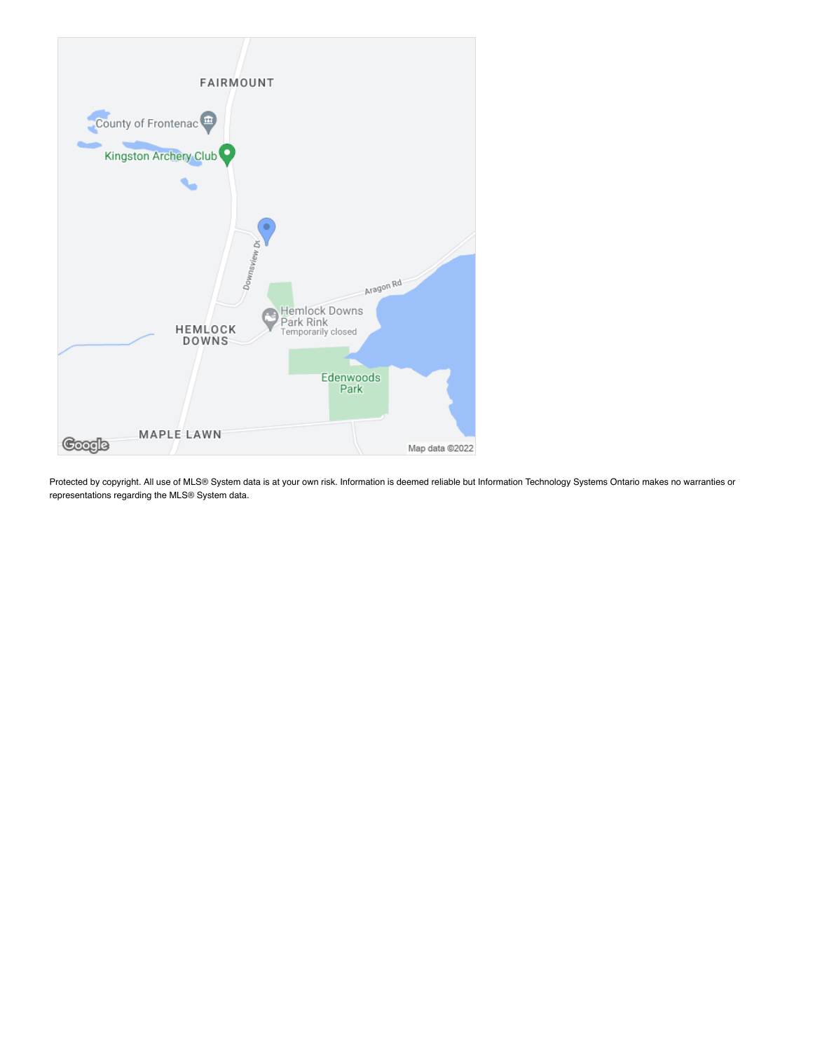FAIRMOUNT

County of Frontenac

Kingston Archery Club

Downsview Dr

Aragon Rd

Hemlock Downs Park Rink
Temporarily closed

HEMLOCK DOWNS

Edenwoods Park

MAPLE LAWN

Google

Map data ©2022

Protected by copyright. All use of MLS® System data is at your own risk. Information is deemed reliable but Information Technology Systems Ontario makes no warranties or representations regarding the MLS® System data.